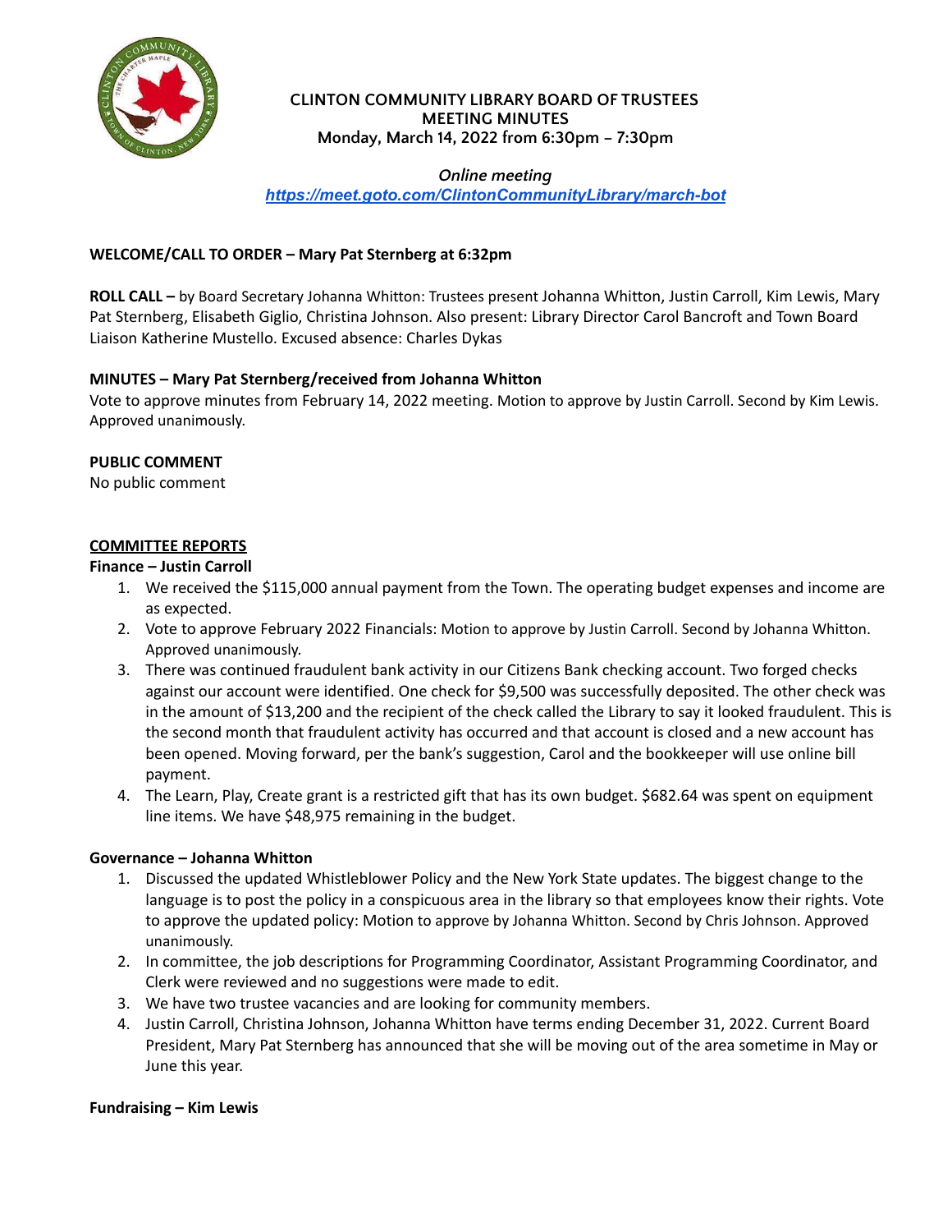# CLINTON COMMUNITY LIBRARY BOARD OF TRUSTEES
## MEETING MINUTES
### Monday, March 14, 2022 from 6:30pm – 7:30pm

*Online meeting*
***https://meet.goto.com/ClintonCommunityLibrary/march-bot***

**WELCOME/CALL TO ORDER – Mary Pat Sternberg at 6:32pm**

**ROLL CALL –** by Board Secretary Johanna Whitton: Trustees present Johanna Whitton, Justin Carroll, Kim Lewis, Mary Pat Sternberg, Elisabeth Giglio, Christina Johnson. Also present: Library Director Carol Bancroft and Town Board Liaison Katherine Mustello. Excused absence: Charles Dykas

**MINUTES – Mary Pat Sternberg/received from Johanna Whitton**
Vote to approve minutes from February 14, 2022 meeting. Motion to approve by Justin Carroll. Second by Kim Lewis. Approved unanimously.

**PUBLIC COMMENT**
No public comment

**COMMITTEE REPORTS**

**Finance – Justin Carroll**

1. We received the $115,000 annual payment from the Town. The operating budget expenses and income are as expected.
2. Vote to approve February 2022 Financials: Motion to approve by Justin Carroll. Second by Johanna Whitton. Approved unanimously.
3. There was continued fraudulent bank activity in our Citizens Bank checking account. Two forged checks against our account were identified. One check for $9,500 was successfully deposited. The other check was in the amount of $13,200 and the recipient of the check called the Library to say it looked fraudulent. This is the second month that fraudulent activity has occurred and that account is closed and a new account has been opened. Moving forward, per the bank's suggestion, Carol and the bookkeeper will use online bill payment.
4. The Learn, Play, Create grant is a restricted gift that has its own budget. $682.64 was spent on equipment line items. We have $48,975 remaining in the budget.

**Governance – Johanna Whitton**

1. Discussed the updated Whistleblower Policy and the New York State updates. The biggest change to the language is to post the policy in a conspicuous area in the library so that employees know their rights. Vote to approve the updated policy: Motion to approve by Johanna Whitton. Second by Chris Johnson. Approved unanimously.
2. In committee, the job descriptions for Programming Coordinator, Assistant Programming Coordinator, and Clerk were reviewed and no suggestions were made to edit.
3. We have two trustee vacancies and are looking for community members.
4. Justin Carroll, Christina Johnson, Johanna Whitton have terms ending December 31, 2022. Current Board President, Mary Pat Sternberg has announced that she will be moving out of the area sometime in May or June this year.

**Fundraising – Kim Lewis**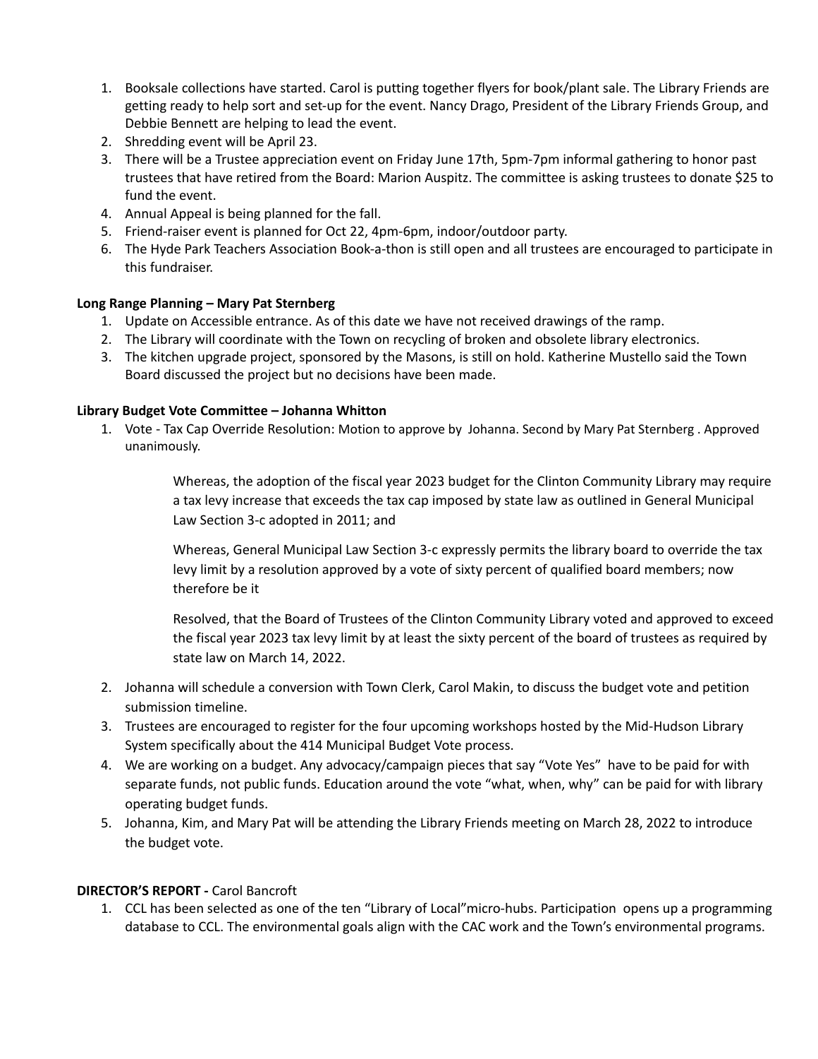1. Booksale collections have started. Carol is putting together flyers for book/plant sale. The Library Friends are getting ready to help sort and set-up for the event. Nancy Drago, President of the Library Friends Group, and Debbie Bennett are helping to lead the event.
2. Shredding event will be April 23.
3. There will be a Trustee appreciation event on Friday June 17th, 5pm-7pm informal gathering to honor past trustees that have retired from the Board: Marion Auspitz. The committee is asking trustees to donate $25 to fund the event.
4. Annual Appeal is being planned for the fall.
5. Friend-raiser event is planned for Oct 22, 4pm-6pm, indoor/outdoor party.
6. The Hyde Park Teachers Association Book-a-thon is still open and all trustees are encouraged to participate in this fundraiser.

**Long Range Planning – Mary Pat Sternberg**

1. Update on Accessible entrance. As of this date we have not received drawings of the ramp.
2. The Library will coordinate with the Town on recycling of broken and obsolete library electronics.
3. The kitchen upgrade project, sponsored by the Masons, is still on hold. Katherine Mustello said the Town Board discussed the project but no decisions have been made.

**Library Budget Vote Committee – Johanna Whitton**

1. Vote - Tax Cap Override Resolution: Motion to approve by Johanna. Second by Mary Pat Sternberg . Approved unanimously.

    Whereas, the adoption of the fiscal year 2023 budget for the Clinton Community Library may require a tax levy increase that exceeds the tax cap imposed by state law as outlined in General Municipal Law Section 3-c adopted in 2011; and

    Whereas, General Municipal Law Section 3-c expressly permits the library board to override the tax levy limit by a resolution approved by a vote of sixty percent of qualified board members; now therefore be it

    Resolved, that the Board of Trustees of the Clinton Community Library voted and approved to exceed the fiscal year 2023 tax levy limit by at least the sixty percent of the board of trustees as required by state law on March 14, 2022.

2. Johanna will schedule a conversion with Town Clerk, Carol Makin, to discuss the budget vote and petition submission timeline.
3. Trustees are encouraged to register for the four upcoming workshops hosted by the Mid-Hudson Library System specifically about the 414 Municipal Budget Vote process.
4. We are working on a budget. Any advocacy/campaign pieces that say "Vote Yes" have to be paid for with separate funds, not public funds. Education around the vote "what, when, why" can be paid for with library operating budget funds.
5. Johanna, Kim, and Mary Pat will be attending the Library Friends meeting on March 28, 2022 to introduce the budget vote.

**DIRECTOR'S REPORT -** Carol Bancroft

1. CCL has been selected as one of the ten "Library of Local"micro-hubs. Participation opens up a programming database to CCL. The environmental goals align with the CAC work and the Town's environmental programs.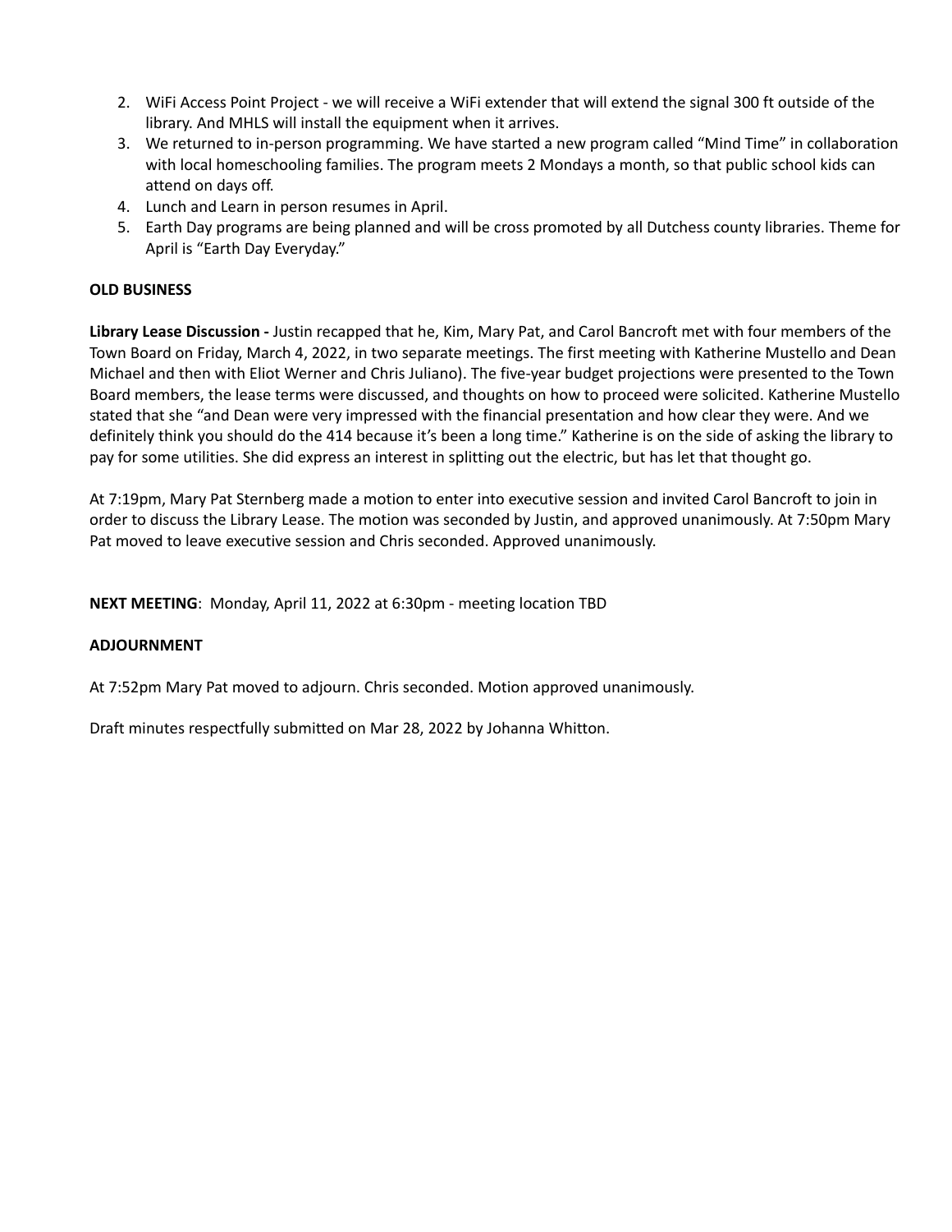2. WiFi Access Point Project - we will receive a WiFi extender that will extend the signal 300 ft outside of the library. And MHLS will install the equipment when it arrives.
3. We returned to in-person programming. We have started a new program called "Mind Time" in collaboration with local homeschooling families. The program meets 2 Mondays a month, so that public school kids can attend on days off.
4. Lunch and Learn in person resumes in April.
5. Earth Day programs are being planned and will be cross promoted by all Dutchess county libraries. Theme for April is "Earth Day Everyday."

**OLD BUSINESS**

**Library Lease Discussion -** Justin recapped that he, Kim, Mary Pat, and Carol Bancroft met with four members of the Town Board on Friday, March 4, 2022, in two separate meetings. The first meeting with Katherine Mustello and Dean Michael and then with Eliot Werner and Chris Juliano). The five-year budget projections were presented to the Town Board members, the lease terms were discussed, and thoughts on how to proceed were solicited. Katherine Mustello stated that she "and Dean were very impressed with the financial presentation and how clear they were. And we definitely think you should do the 414 because it's been a long time." Katherine is on the side of asking the library to pay for some utilities. She did express an interest in splitting out the electric, but has let that thought go.

At 7:19pm, Mary Pat Sternberg made a motion to enter into executive session and invited Carol Bancroft to join in order to discuss the Library Lease. The motion was seconded by Justin, and approved unanimously. At 7:50pm Mary Pat moved to leave executive session and Chris seconded. Approved unanimously.

**NEXT MEETING**: Monday, April 11, 2022 at 6:30pm - meeting location TBD

**ADJOURNMENT**

At 7:52pm Mary Pat moved to adjourn. Chris seconded. Motion approved unanimously.

Draft minutes respectfully submitted on Mar 28, 2022 by Johanna Whitton.